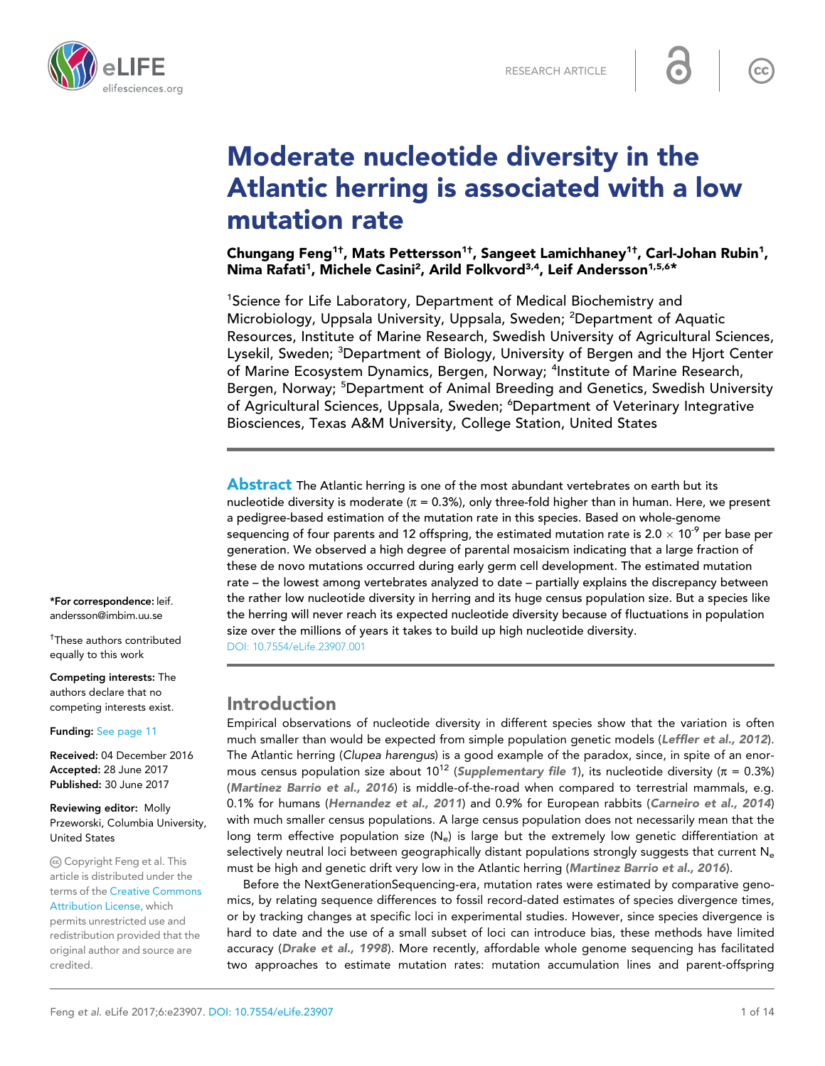RESEARCH ARTICLE

# Moderate nucleotide diversity in the Atlantic herring is associated with a low mutation rate

**Chungang Feng[1†], Mats Pettersson[1†], Sangeet Lamichhaney[1†], Carl-Johan Rubin[1], Nima Rafati[1], Michele Casini[2], Arild Folkvord[3,4], Leif Andersson[1,5,6*]**

[1]Science for Life Laboratory, Department of Medical Biochemistry and Microbiology, Uppsala University, Uppsala, Sweden; [2]Department of Aquatic Resources, Institute of Marine Research, Swedish University of Agricultural Sciences, Lysekil, Sweden; [3]Department of Biology, University of Bergen and the Hjort Center of Marine Ecosystem Dynamics, Bergen, Norway; [4]Institute of Marine Research, Bergen, Norway; [5]Department of Animal Breeding and Genetics, Swedish University of Agricultural Sciences, Uppsala, Sweden; [6]Department of Veterinary Integrative Biosciences, Texas A&M University, College Station, United States

**Abstract** The Atlantic herring is one of the most abundant vertebrates on earth but its nucleotide diversity is moderate ($\pi$ = 0.3%), only three-fold higher than in human. Here, we present a pedigree-based estimation of the mutation rate in this species. Based on whole-genome sequencing of four parents and 12 offspring, the estimated mutation rate is $2.0 \times 10^{-9}$ per base per generation. We observed a high degree of parental mosaicism indicating that a large fraction of these de novo mutations occurred during early germ cell development. The estimated mutation rate – the lowest among vertebrates analyzed to date – partially explains the discrepancy between the rather low nucleotide diversity in herring and its huge census population size. But a species like the herring will never reach its expected nucleotide diversity because of fluctuations in population size over the millions of years it takes to build up high nucleotide diversity.
DOI: 10.7554/eLife.23907.001

*For correspondence: leif.andersson@imbim.uu.se

†These authors contributed equally to this work

**Competing interests:** The authors declare that no competing interests exist.

**Funding:** See page 11

**Received:** 04 December 2016
**Accepted:** 28 June 2017
**Published:** 30 June 2017

**Reviewing editor:** Molly Przeworski, Columbia University, United States

© Copyright Feng et al. This article is distributed under the terms of the Creative Commons Attribution License, which permits unrestricted use and redistribution provided that the original author and source are credited.

## Introduction

Empirical observations of nucleotide diversity in different species show that the variation is often much smaller than would be expected from simple population genetic models (*Leffler et al., 2012*). The Atlantic herring (*Clupea harengus*) is a good example of the paradox, since, in spite of an enormous census population size about $10^{12}$ (*Supplementary file 1*), its nucleotide diversity ($\pi$ = 0.3%) (*Martinez Barrio et al., 2016*) is middle-of-the-road when compared to terrestrial mammals, e.g. 0.1% for humans (*Hernandez et al., 2011*) and 0.9% for European rabbits (*Carneiro et al., 2014*) with much smaller census populations. A large census population does not necessarily mean that the long term effective population size ($N_e$) is large but the extremely low genetic differentiation at selectively neutral loci between geographically distant populations strongly suggests that current $N_e$ must be high and genetic drift very low in the Atlantic herring (*Martinez Barrio et al., 2016*).

Before the NextGenerationSequencing-era, mutation rates were estimated by comparative genomics, by relating sequence differences to fossil record-dated estimates of species divergence times, or by tracking changes at specific loci in experimental studies. However, since species divergence is hard to date and the use of a small subset of loci can introduce bias, these methods have limited accuracy (*Drake et al., 1998*). More recently, affordable whole genome sequencing has facilitated two approaches to estimate mutation rates: mutation accumulation lines and parent-offspring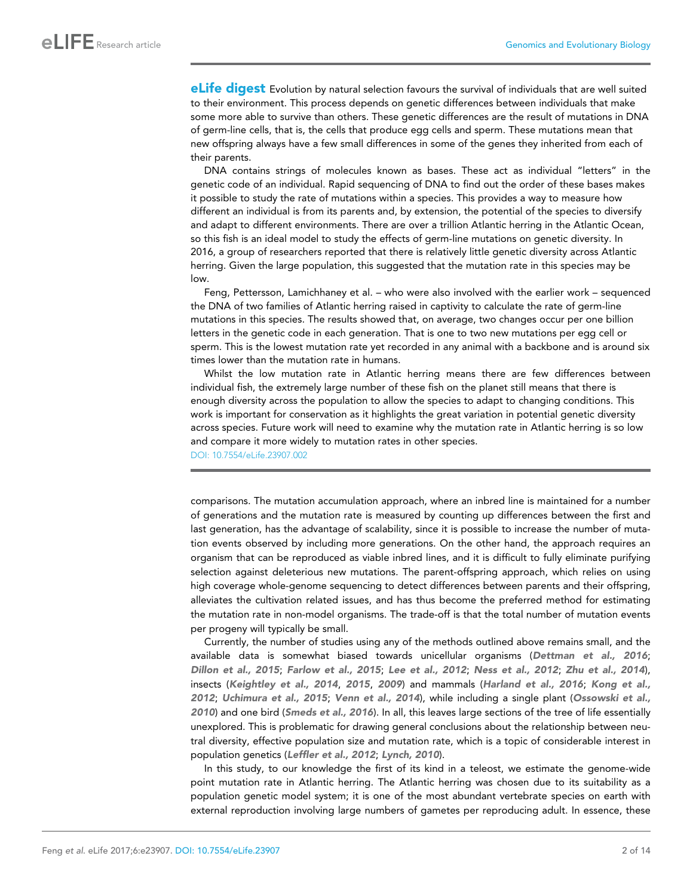**eLife digest** Evolution by natural selection favours the survival of individuals that are well suited to their environment. This process depends on genetic differences between individuals that make some more able to survive than others. These genetic differences are the result of mutations in DNA of germ-line cells, that is, the cells that produce egg cells and sperm. These mutations mean that new offspring always have a few small differences in some of the genes they inherited from each of their parents.

DNA contains strings of molecules known as bases. These act as individual "letters" in the genetic code of an individual. Rapid sequencing of DNA to find out the order of these bases makes it possible to study the rate of mutations within a species. This provides a way to measure how different an individual is from its parents and, by extension, the potential of the species to diversify and adapt to different environments. There are over a trillion Atlantic herring in the Atlantic Ocean, so this fish is an ideal model to study the effects of germ-line mutations on genetic diversity. In 2016, a group of researchers reported that there is relatively little genetic diversity across Atlantic herring. Given the large population, this suggested that the mutation rate in this species may be low.

Feng, Pettersson, Lamichhaney et al. – who were also involved with the earlier work – sequenced the DNA of two families of Atlantic herring raised in captivity to calculate the rate of germ-line mutations in this species. The results showed that, on average, two changes occur per one billion letters in the genetic code in each generation. That is one to two new mutations per egg cell or sperm. This is the lowest mutation rate yet recorded in any animal with a backbone and is around six times lower than the mutation rate in humans.

Whilst the low mutation rate in Atlantic herring means there are few differences between individual fish, the extremely large number of these fish on the planet still means that there is enough diversity across the population to allow the species to adapt to changing conditions. This work is important for conservation as it highlights the great variation in potential genetic diversity across species. Future work will need to examine why the mutation rate in Atlantic herring is so low and compare it more widely to mutation rates in other species.

DOI: 10.7554/eLife.23907.002

comparisons. The mutation accumulation approach, where an inbred line is maintained for a number of generations and the mutation rate is measured by counting up differences between the first and last generation, has the advantage of scalability, since it is possible to increase the number of mutation events observed by including more generations. On the other hand, the approach requires an organism that can be reproduced as viable inbred lines, and it is difficult to fully eliminate purifying selection against deleterious new mutations. The parent-offspring approach, which relies on using high coverage whole-genome sequencing to detect differences between parents and their offspring, alleviates the cultivation related issues, and has thus become the preferred method for estimating the mutation rate in non-model organisms. The trade-off is that the total number of mutation events per progeny will typically be small.

Currently, the number of studies using any of the methods outlined above remains small, and the available data is somewhat biased towards unicellular organisms (*Dettman et al., 2016*; *Dillon et al., 2015*; *Farlow et al., 2015*; *Lee et al., 2012*; *Ness et al., 2012*; *Zhu et al., 2014*), insects (*Keightley et al., 2014, 2015, 2009*) and mammals (*Harland et al., 2016*; *Kong et al., 2012*; *Uchimura et al., 2015*; *Venn et al., 2014*), while including a single plant (*Ossowski et al., 2010*) and one bird (*Smeds et al., 2016*). In all, this leaves large sections of the tree of life essentially unexplored. This is problematic for drawing general conclusions about the relationship between neutral diversity, effective population size and mutation rate, which is a topic of considerable interest in population genetics (*Leffler et al., 2012*; *Lynch, 2010*).

In this study, to our knowledge the first of its kind in a teleost, we estimate the genome-wide point mutation rate in Atlantic herring. The Atlantic herring was chosen due to its suitability as a population genetic model system; it is one of the most abundant vertebrate species on earth with external reproduction involving large numbers of gametes per reproducing adult. In essence, these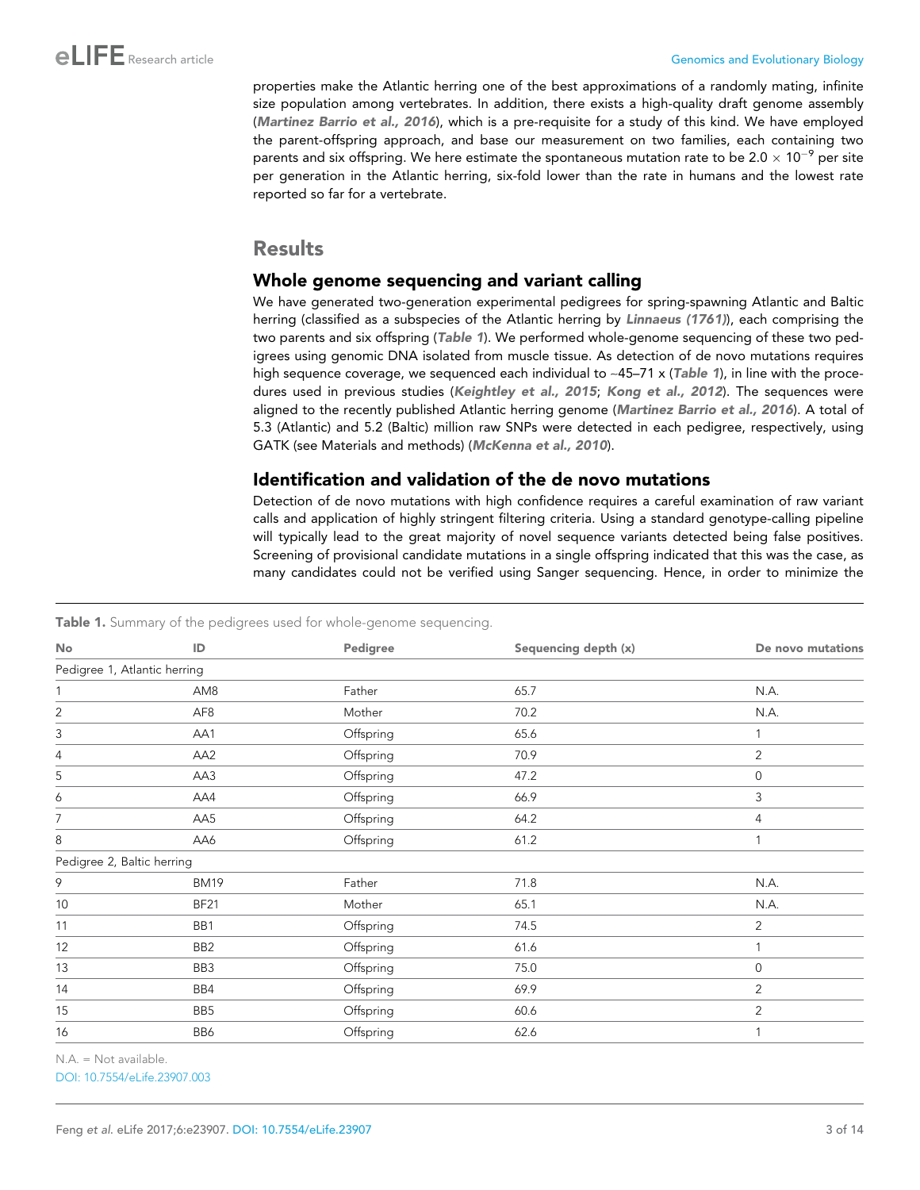properties make the Atlantic herring one of the best approximations of a randomly mating, infinite size population among vertebrates. In addition, there exists a high-quality draft genome assembly (**Martinez Barrio et al., 2016**), which is a pre-requisite for a study of this kind. We have employed the parent-offspring approach, and base our measurement on two families, each containing two parents and six offspring. We here estimate the spontaneous mutation rate to be $2.0 \times 10^{-9}$ per site per generation in the Atlantic herring, six-fold lower than the rate in humans and the lowest rate reported so far for a vertebrate.

## Results

### Whole genome sequencing and variant calling

We have generated two-generation experimental pedigrees for spring-spawning Atlantic and Baltic herring (classified as a subspecies of the Atlantic herring by **Linnaeus (1761)**), each comprising the two parents and six offspring (**Table 1**). We performed whole-genome sequencing of these two pedigrees using genomic DNA isolated from muscle tissue. As detection of de novo mutations requires high sequence coverage, we sequenced each individual to ~45–71 x (**Table 1**), in line with the procedures used in previous studies (**Keightley et al., 2015**; **Kong et al., 2012**). The sequences were aligned to the recently published Atlantic herring genome (**Martinez Barrio et al., 2016**). A total of 5.3 (Atlantic) and 5.2 (Baltic) million raw SNPs were detected in each pedigree, respectively, using GATK (see Materials and methods) (**McKenna et al., 2010**).

### Identification and validation of the de novo mutations

Detection of de novo mutations with high confidence requires a careful examination of raw variant calls and application of highly stringent filtering criteria. Using a standard genotype-calling pipeline will typically lead to the great majority of novel sequence variants detected being false positives. Screening of provisional candidate mutations in a single offspring indicated that this was the case, as many candidates could not be verified using Sanger sequencing. Hence, in order to minimize the

**Table 1.** Summary of the pedigrees used for whole-genome sequencing.

| No | ID | Pedigree | Sequencing depth (x) | De novo mutations |
|---|---|---|---|---|
| Pedigree 1, Atlantic herring | | | | |
| 1 | AM8 | Father | 65.7 | N.A. |
| 2 | AF8 | Mother | 70.2 | N.A. |
| 3 | AA1 | Offspring | 65.6 | 1 |
| 4 | AA2 | Offspring | 70.9 | 2 |
| 5 | AA3 | Offspring | 47.2 | 0 |
| 6 | AA4 | Offspring | 66.9 | 3 |
| 7 | AA5 | Offspring | 64.2 | 4 |
| 8 | AA6 | Offspring | 61.2 | 1 |
| Pedigree 2, Baltic herring | | | | |
| 9 | BM19 | Father | 71.8 | N.A. |
| 10 | BF21 | Mother | 65.1 | N.A. |
| 11 | BB1 | Offspring | 74.5 | 2 |
| 12 | BB2 | Offspring | 61.6 | 1 |
| 13 | BB3 | Offspring | 75.0 | 0 |
| 14 | BB4 | Offspring | 69.9 | 2 |
| 15 | BB5 | Offspring | 60.6 | 2 |
| 16 | BB6 | Offspring | 62.6 | 1 |

N.A. = Not available.

DOI: 10.7554/eLife.23907.003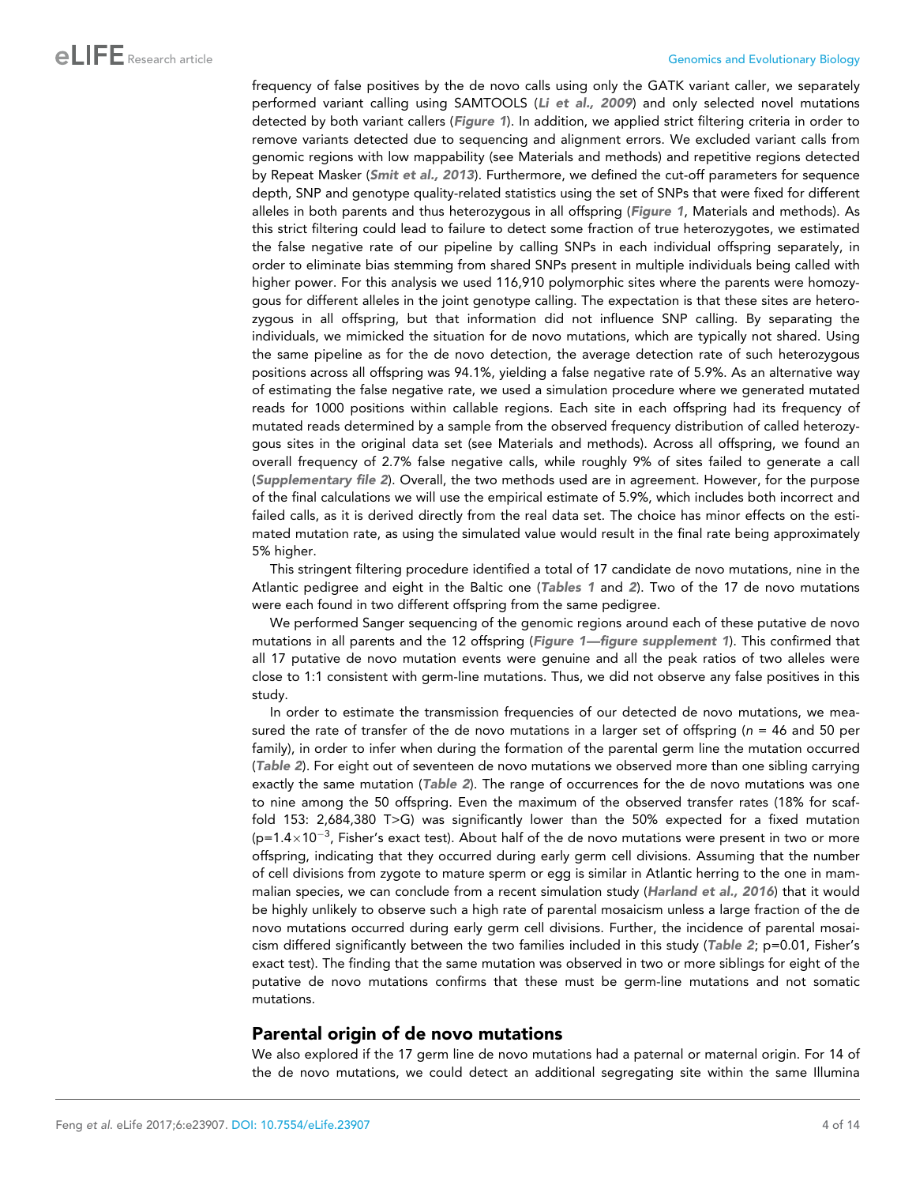frequency of false positives by the de novo calls using only the GATK variant caller, we separately performed variant calling using SAMTOOLS (**Li et al., 2009**) and only selected novel mutations detected by both variant callers (**Figure 1**). In addition, we applied strict filtering criteria in order to remove variants detected due to sequencing and alignment errors. We excluded variant calls from genomic regions with low mappability (see Materials and methods) and repetitive regions detected by Repeat Masker (**Smit et al., 2013**). Furthermore, we defined the cut-off parameters for sequence depth, SNP and genotype quality-related statistics using the set of SNPs that were fixed for different alleles in both parents and thus heterozygous in all offspring (**Figure 1**, Materials and methods). As this strict filtering could lead to failure to detect some fraction of true heterozygotes, we estimated the false negative rate of our pipeline by calling SNPs in each individual offspring separately, in order to eliminate bias stemming from shared SNPs present in multiple individuals being called with higher power. For this analysis we used 116,910 polymorphic sites where the parents were homozygous for different alleles in the joint genotype calling. The expectation is that these sites are heterozygous in all offspring, but that information did not influence SNP calling. By separating the individuals, we mimicked the situation for de novo mutations, which are typically not shared. Using the same pipeline as for the de novo detection, the average detection rate of such heterozygous positions across all offspring was 94.1%, yielding a false negative rate of 5.9%. As an alternative way of estimating the false negative rate, we used a simulation procedure where we generated mutated reads for 1000 positions within callable regions. Each site in each offspring had its frequency of mutated reads determined by a sample from the observed frequency distribution of called heterozygous sites in the original data set (see Materials and methods). Across all offspring, we found an overall frequency of 2.7% false negative calls, while roughly 9% of sites failed to generate a call (**Supplementary file 2**). Overall, the two methods used are in agreement. However, for the purpose of the final calculations we will use the empirical estimate of 5.9%, which includes both incorrect and failed calls, as it is derived directly from the real data set. The choice has minor effects on the estimated mutation rate, as using the simulated value would result in the final rate being approximately 5% higher.

This stringent filtering procedure identified a total of 17 candidate de novo mutations, nine in the Atlantic pedigree and eight in the Baltic one (**Tables 1** and **2**). Two of the 17 de novo mutations were each found in two different offspring from the same pedigree.

We performed Sanger sequencing of the genomic regions around each of these putative de novo mutations in all parents and the 12 offspring (**Figure 1—figure supplement 1**). This confirmed that all 17 putative de novo mutation events were genuine and all the peak ratios of two alleles were close to 1:1 consistent with germ-line mutations. Thus, we did not observe any false positives in this study.

In order to estimate the transmission frequencies of our detected de novo mutations, we measured the rate of transfer of the de novo mutations in a larger set of offspring (*n* = 46 and 50 per family), in order to infer when during the formation of the parental germ line the mutation occurred (**Table 2**). For eight out of seventeen de novo mutations we observed more than one sibling carrying exactly the same mutation (**Table 2**). The range of occurrences for the de novo mutations was one to nine among the 50 offspring. Even the maximum of the observed transfer rates (18% for scaffold 153: 2,684,380 T>G) was significantly lower than the 50% expected for a fixed mutation ($p=1.4\times10^{-3}$, Fisher's exact test). About half of the de novo mutations were present in two or more offspring, indicating that they occurred during early germ cell divisions. Assuming that the number of cell divisions from zygote to mature sperm or egg is similar in Atlantic herring to the one in mammalian species, we can conclude from a recent simulation study (**Harland et al., 2016**) that it would be highly unlikely to observe such a high rate of parental mosaicism unless a large fraction of the de novo mutations occurred during early germ cell divisions. Further, the incidence of parental mosaicism differed significantly between the two families included in this study (**Table 2**; p=0.01, Fisher's exact test). The finding that the same mutation was observed in two or more siblings for eight of the putative de novo mutations confirms that these must be germ-line mutations and not somatic mutations.

## Parental origin of de novo mutations

We also explored if the 17 germ line de novo mutations had a paternal or maternal origin. For 14 of the de novo mutations, we could detect an additional segregating site within the same Illumina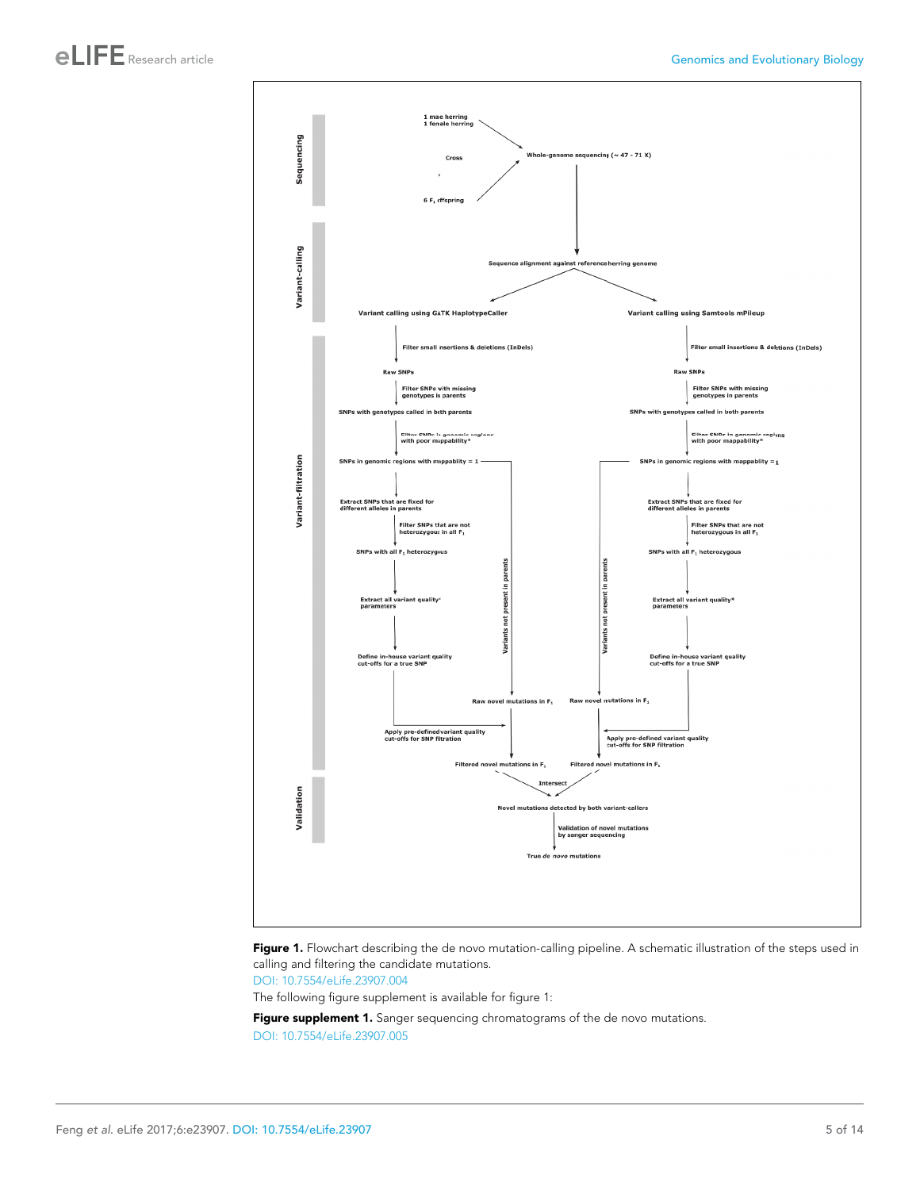Sequencing

1 mae herring
1 female herring

Cross

6 $F_1$ offspring

Whole-genome sequencing (~ 47 - 71 X)

Variant-calling

Sequence alignment against reference herring genome

Variant calling using GATK HaplotypeCaller

Variant calling using Samtools mPileup

Variant-filtration

Filter small insertions & deletions (InDels)

Raw SNPs

Filter SNPs with missing genotypes in parents

SNPs with genotypes called in both parents

Filter SNPs in genomic regions with poor mappability*

SNPs in genomic regions with mappability = 1

Extract SNPs that are fixed for different alleles in parents

Filter SNPs that are not heterozygous in all $F_1$

SNPs with all $F_1$ heterozygous

Extract all variant quality* parameters

Define in-house variant quality cut-offs for a true SNP

Variants not present in parents

Raw novel mutations in $F_1$

Apply pre-defined variant quality cut-offs for SNP filtration

Filtered novel mutations in $F_1$

Intersect

Validation

Novel mutations detected by both variant-callers

Validation of novel mutations by sanger sequencing

True *de novo* mutations

**Figure 1.** Flowchart describing the de novo mutation-calling pipeline. A schematic illustration of the steps used in calling and filtering the candidate mutations.

DOI: 10.7554/eLife.23907.004

The following figure supplement is available for figure 1:

**Figure supplement 1.** Sanger sequencing chromatograms of the de novo mutations.

DOI: 10.7554/eLife.23907.005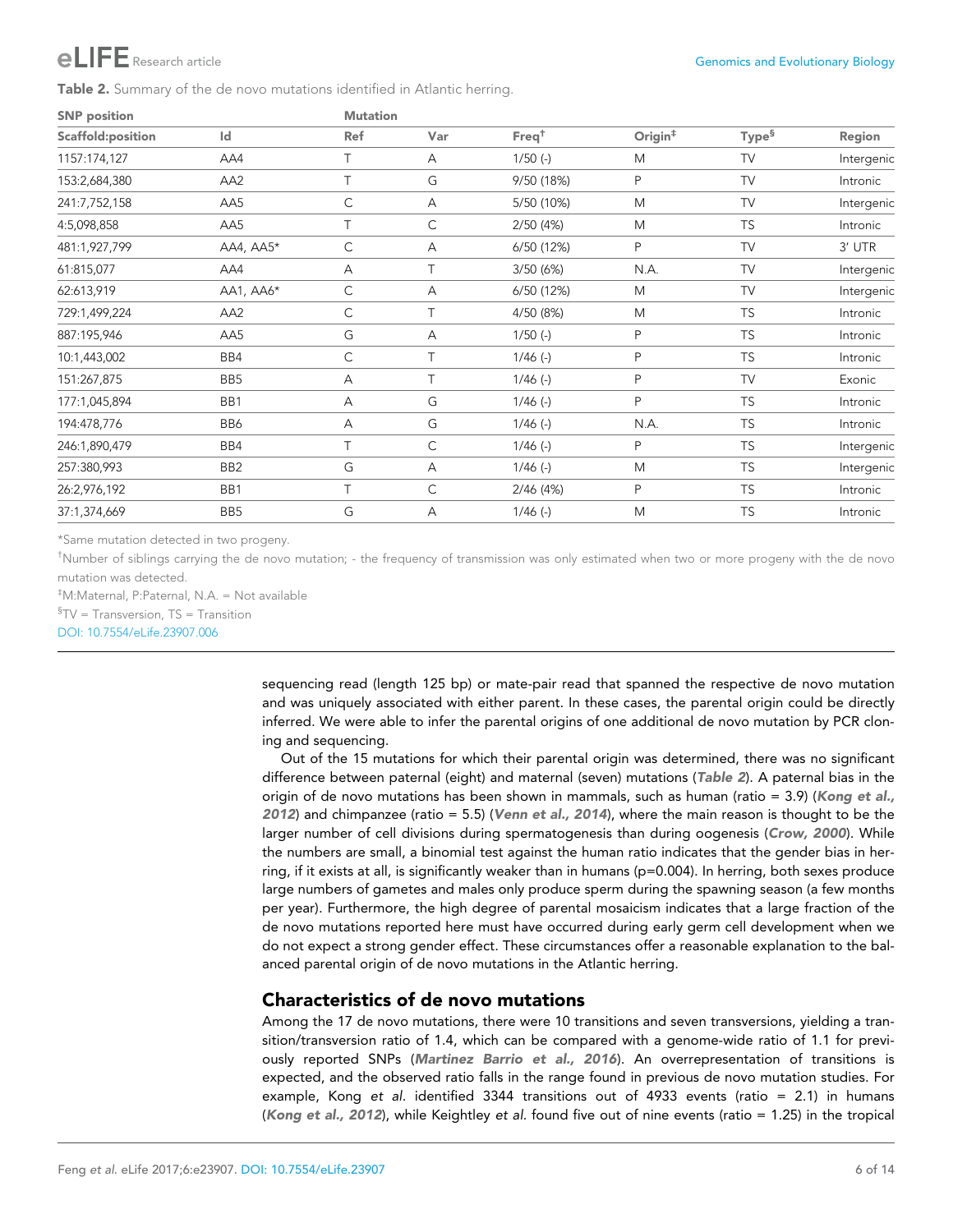**Table 2.** Summary of the de novo mutations identified in Atlantic herring.

| SNP position | | Mutation | | | | | |
|---|---|---|---|---|---|---|---|
| Scaffold:position | Id | Ref | Var | Freq[†] | Origin[‡] | Type[§] | Region |
| 1157:174,127 | AA4 | T | A | 1/50 (-) | M | TV | Intergenic |
| 153:2,684,380 | AA2 | T | G | 9/50 (18%) | P | TV | Intronic |
| 241:7,752,158 | AA5 | C | A | 5/50 (10%) | M | TV | Intergenic |
| 4:5,098,858 | AA5 | T | C | 2/50 (4%) | M | TS | Intronic |
| 481:1,927,799 | AA4, AA5* | C | A | 6/50 (12%) | P | TV | 3′ UTR |
| 61:815,077 | AA4 | A | T | 3/50 (6%) | N.A. | TV | Intergenic |
| 62:613,919 | AA1, AA6* | C | A | 6/50 (12%) | M | TV | Intergenic |
| 729:1,499,224 | AA2 | C | T | 4/50 (8%) | M | TS | Intronic |
| 887:195,946 | AA5 | G | A | 1/50 (-) | P | TS | Intronic |
| 10:1,443,002 | BB4 | C | T | 1/46 (-) | P | TS | Intronic |
| 151:267,875 | BB5 | A | T | 1/46 (-) | P | TV | Exonic |
| 177:1,045,894 | BB1 | A | G | 1/46 (-) | P | TS | Intronic |
| 194:478,776 | BB6 | A | G | 1/46 (-) | N.A. | TS | Intronic |
| 246:1,890,479 | BB4 | T | C | 1/46 (-) | P | TS | Intergenic |
| 257:380,993 | BB2 | G | A | 1/46 (-) | M | TS | Intergenic |
| 26:2,976,192 | BB1 | T | C | 2/46 (4%) | P | TS | Intronic |
| 37:1,374,669 | BB5 | G | A | 1/46 (-) | M | TS | Intronic |

*Same mutation detected in two progeny.

[†]Number of siblings carrying the de novo mutation; - the frequency of transmission was only estimated when two or more progeny with the de novo mutation was detected.

[‡]M:Maternal, P:Paternal, N.A. = Not available

[§]TV = Transversion, TS = Transition

DOI: 10.7554/eLife.23907.006

sequencing read (length 125 bp) or mate-pair read that spanned the respective de novo mutation and was uniquely associated with either parent. In these cases, the parental origin could be directly inferred. We were able to infer the parental origins of one additional de novo mutation by PCR cloning and sequencing.

Out of the 15 mutations for which their parental origin was determined, there was no significant difference between paternal (eight) and maternal (seven) mutations (**Table 2**). A paternal bias in the origin of de novo mutations has been shown in mammals, such as human (ratio = 3.9) (**Kong et al., 2012**) and chimpanzee (ratio = 5.5) (**Venn et al., 2014**), where the main reason is thought to be the larger number of cell divisions during spermatogenesis than during oogenesis (**Crow, 2000**). While the numbers are small, a binomial test against the human ratio indicates that the gender bias in herring, if it exists at all, is significantly weaker than in humans (p=0.004). In herring, both sexes produce large numbers of gametes and males only produce sperm during the spawning season (a few months per year). Furthermore, the high degree of parental mosaicism indicates that a large fraction of the de novo mutations reported here must have occurred during early germ cell development when we do not expect a strong gender effect. These circumstances offer a reasonable explanation to the balanced parental origin of de novo mutations in the Atlantic herring.

## Characteristics of de novo mutations

Among the 17 de novo mutations, there were 10 transitions and seven transversions, yielding a transition/transversion ratio of 1.4, which can be compared with a genome-wide ratio of 1.1 for previously reported SNPs (**Martinez Barrio et al., 2016**). An overrepresentation of transitions is expected, and the observed ratio falls in the range found in previous de novo mutation studies. For example, Kong *et al.* identified 3344 transitions out of 4933 events (ratio = 2.1) in humans (**Kong et al., 2012**), while Keightley *et al.* found five out of nine events (ratio = 1.25) in the tropical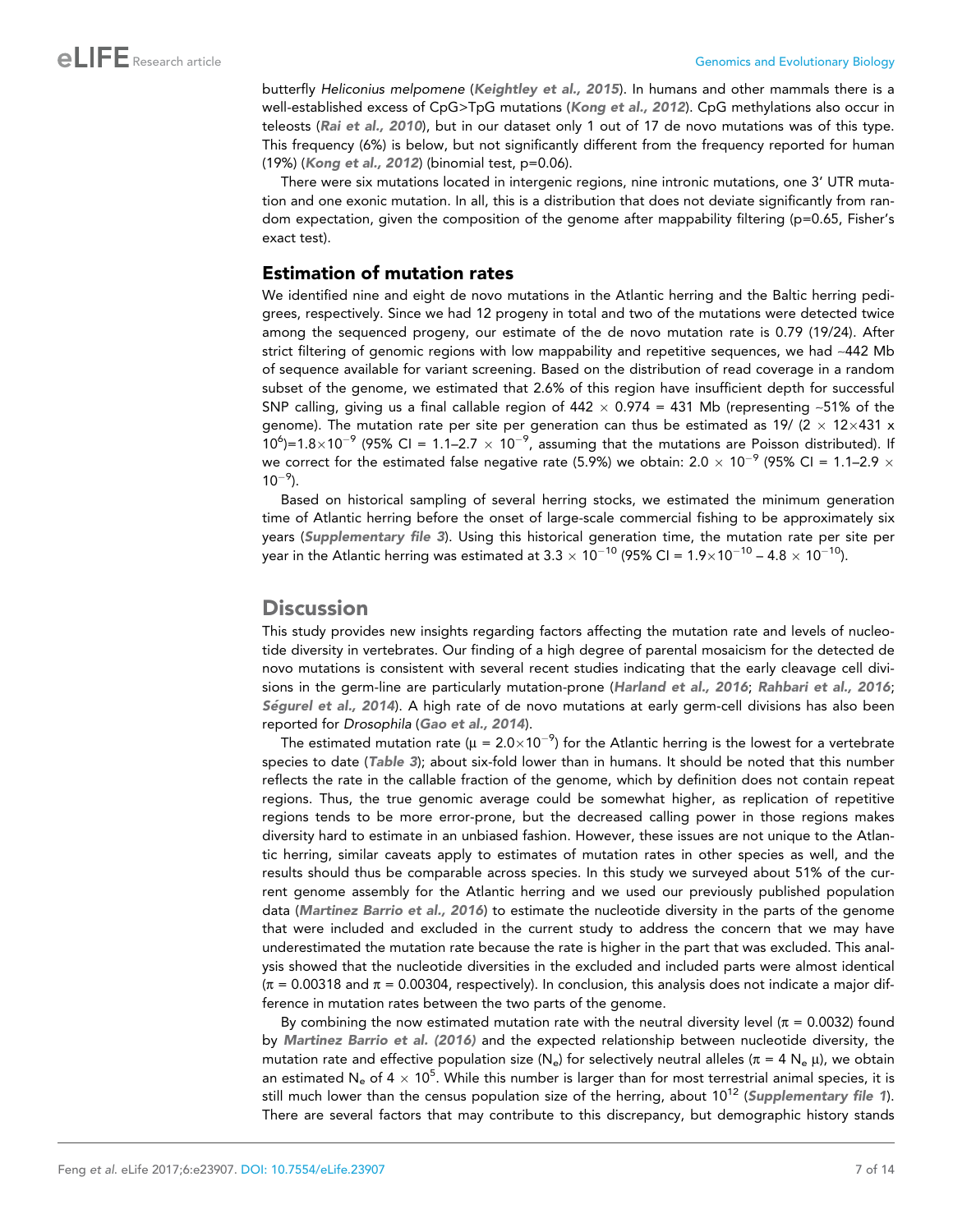butterfly *Heliconius melpomene* (**Keightley et al., 2015**). In humans and other mammals there is a well-established excess of CpG>TpG mutations (**Kong et al., 2012**). CpG methylations also occur in teleosts (**Rai et al., 2010**), but in our dataset only 1 out of 17 de novo mutations was of this type. This frequency (6%) is below, but not significantly different from the frequency reported for human (19%) (**Kong et al., 2012**) (binomial test, $p=0.06$).

There were six mutations located in intergenic regions, nine intronic mutations, one 3′ UTR mutation and one exonic mutation. In all, this is a distribution that does not deviate significantly from random expectation, given the composition of the genome after mappability filtering ($p=0.65$, Fisher's exact test).

## Estimation of mutation rates

We identified nine and eight de novo mutations in the Atlantic herring and the Baltic herring pedigrees, respectively. Since we had 12 progeny in total and two of the mutations were detected twice among the sequenced progeny, our estimate of the de novo mutation rate is 0.79 (19/24). After strict filtering of genomic regions with low mappability and repetitive sequences, we had ~442 Mb of sequence available for variant screening. Based on the distribution of read coverage in a random subset of the genome, we estimated that 2.6% of this region have insufficient depth for successful SNP calling, giving us a final callable region of $442 \times 0.974 = 431$ Mb (representing ~51% of the genome). The mutation rate per site per generation can thus be estimated as $19/(2 \times 12 \times 431 \times 10^{6}) = 1.8 \times 10^{-9}$ (95% CI = 1.1–2.7 $\times 10^{-9}$, assuming that the mutations are Poisson distributed). If we correct for the estimated false negative rate (5.9%) we obtain: $2.0 \times 10^{-9}$ (95% CI = 1.1–2.9 $\times 10^{-9}$).

Based on historical sampling of several herring stocks, we estimated the minimum generation time of Atlantic herring before the onset of large-scale commercial fishing to be approximately six years (**Supplementary file 3**). Using this historical generation time, the mutation rate per site per year in the Atlantic herring was estimated at $3.3 \times 10^{-10}$ (95% CI = $1.9 \times 10^{-10}$ – $4.8 \times 10^{-10}$).

# Discussion

This study provides new insights regarding factors affecting the mutation rate and levels of nucleotide diversity in vertebrates. Our finding of a high degree of parental mosaicism for the detected de novo mutations is consistent with several recent studies indicating that the early cleavage cell divisions in the germ-line are particularly mutation-prone (**Harland et al., 2016**; **Rahbari et al., 2016**; **Ségurel et al., 2014**). A high rate of de novo mutations at early germ-cell divisions has also been reported for *Drosophila* (**Gao et al., 2014**).

The estimated mutation rate ($\mu = 2.0 \times 10^{-9}$) for the Atlantic herring is the lowest for a vertebrate species to date (**Table 3**); about six-fold lower than in humans. It should be noted that this number reflects the rate in the callable fraction of the genome, which by definition does not contain repeat regions. Thus, the true genomic average could be somewhat higher, as replication of repetitive regions tends to be more error-prone, but the decreased calling power in those regions makes diversity hard to estimate in an unbiased fashion. However, these issues are not unique to the Atlantic herring, similar caveats apply to estimates of mutation rates in other species as well, and the results should thus be comparable across species. In this study we surveyed about 51% of the current genome assembly for the Atlantic herring and we used our previously published population data (**Martinez Barrio et al., 2016**) to estimate the nucleotide diversity in the parts of the genome that were included and excluded in the current study to address the concern that we may have underestimated the mutation rate because the rate is higher in the part that was excluded. This analysis showed that the nucleotide diversities in the excluded and included parts were almost identical ($\pi = 0.00318$ and $\pi = 0.00304$, respectively). In conclusion, this analysis does not indicate a major difference in mutation rates between the two parts of the genome.

By combining the now estimated mutation rate with the neutral diversity level ($\pi = 0.0032$) found by **Martinez Barrio et al. (2016)** and the expected relationship between nucleotide diversity, the mutation rate and effective population size ($N_e$) for selectively neutral alleles ($\pi = 4 N_e \mu$), we obtain an estimated $N_e$ of $4 \times 10^{5}$. While this number is larger than for most terrestrial animal species, it is still much lower than the census population size of the herring, about $10^{12}$ (**Supplementary file 1**). There are several factors that may contribute to this discrepancy, but demographic history stands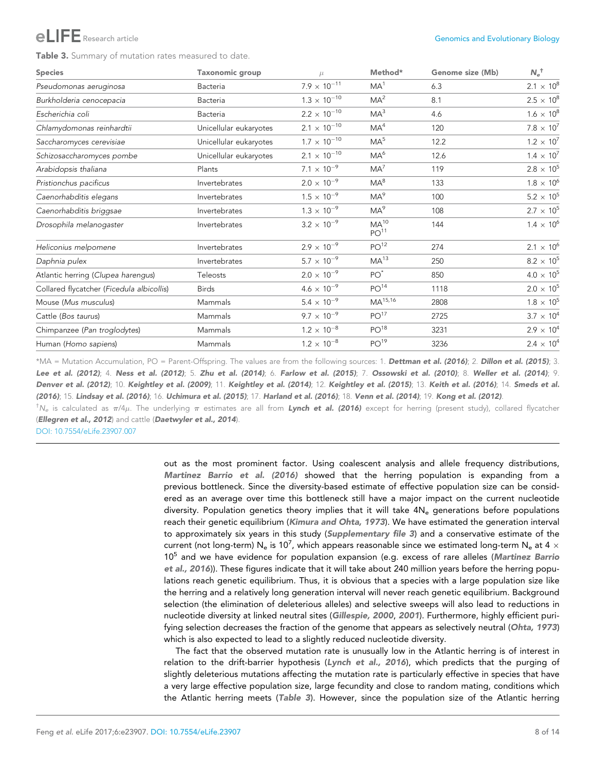**Table 3.** Summary of mutation rates measured to date.

| Species | Taxonomic group | $\mu$ | Method* | Genome size (Mb) | $N_e$[†] |
|---|---|---|---|---|---|
| *Pseudomonas aeruginosa* | Bacteria | $7.9 \times 10^{-11}$ | MA[1] | 6.3 | $2.1 \times 10^{8}$ |
| *Burkholderia cenocepacia* | Bacteria | $1.3 \times 10^{-10}$ | MA[2] | 8.1 | $2.5 \times 10^{8}$ |
| *Escherichia coli* | Bacteria | $2.2 \times 10^{-10}$ | MA[3] | 4.6 | $1.6 \times 10^{8}$ |
| *Chlamydomonas reinhardtii* | Unicellular eukaryotes | $2.1 \times 10^{-10}$ | MA[4] | 120 | $7.8 \times 10^{7}$ |
| *Saccharomyces cerevisiae* | Unicellular eukaryotes | $1.7 \times 10^{-10}$ | MA[5] | 12.2 | $1.2 \times 10^{7}$ |
| *Schizosaccharomyces pombe* | Unicellular eukaryotes | $2.1 \times 10^{-10}$ | MA[6] | 12.6 | $1.4 \times 10^{7}$ |
| *Arabidopsis thaliana* | Plants | $7.1 \times 10^{-9}$ | MA[7] | 119 | $2.8 \times 10^{5}$ |
| *Pristionchus pacificus* | Invertebrates | $2.0 \times 10^{-9}$ | MA[8] | 133 | $1.8 \times 10^{6}$ |
| *Caenorhabditis elegans* | Invertebrates | $1.5 \times 10^{-9}$ | MA[9] | 100 | $5.2 \times 10^{5}$ |
| *Caenorhabditis briggsae* | Invertebrates | $1.3 \times 10^{-9}$ | MA[9] | 108 | $2.7 \times 10^{5}$ |
| *Drosophila melanogaster* | Invertebrates | $3.2 \times 10^{-9}$ | MA[10] PO[11] | 144 | $1.4 \times 10^{6}$ |
| *Heliconius melpomene* | Invertebrates | $2.9 \times 10^{-9}$ | PO[12] | 274 | $2.1 \times 10^{6}$ |
| *Daphnia pulex* | Invertebrates | $5.7 \times 10^{-9}$ | MA[13] | 250 | $8.2 \times 10^{5}$ |
| Atlantic herring (*Clupea harengus*) | Teleosts | $2.0 \times 10^{-9}$ | PO[*] | 850 | $4.0 \times 10^{5}$ |
| Collared flycatcher (*Ficedula albicollis*) | Birds | $4.6 \times 10^{-9}$ | PO[14] | 1118 | $2.0 \times 10^{5}$ |
| Mouse (*Mus musculus*) | Mammals | $5.4 \times 10^{-9}$ | MA[15,16] | 2808 | $1.8 \times 10^{5}$ |
| Cattle (*Bos taurus*) | Mammals | $9.7 \times 10^{-9}$ | PO[17] | 2725 | $3.7 \times 10^{4}$ |
| Chimpanzee (*Pan troglodytes*) | Mammals | $1.2 \times 10^{-8}$ | PO[18] | 3231 | $2.9 \times 10^{4}$ |
| Human (*Homo sapiens*) | Mammals | $1.2 \times 10^{-8}$ | PO[19] | 3236 | $2.4 \times 10^{4}$ |

*MA = Mutation Accumulation, PO = Parent-Offspring. The values are from the following sources: 1. **Dettman et al. (2016)**; 2. **Dillon et al. (2015)**; 3. **Lee et al. (2012)**; 4. **Ness et al. (2012)**; 5. **Zhu et al. (2014)**; 6. **Farlow et al. (2015)**; 7. **Ossowski et al. (2010)**; 8. **Weller et al. (2014)**; 9. **Denver et al. (2012)**; 10. **Keightley et al. (2009)**; 11. **Keightley et al. (2014)**; 12. **Keightley et al. (2015)**; 13. **Keith et al. (2016)**; 14. **Smeds et al. (2016)**; 15. **Lindsay et al. (2016)**; 16. **Uchimura et al. (2015)**; 17. **Harland et al. (2016)**; 18. **Venn et al. (2014)**; 19. **Kong et al. (2012)**.

[†]$N_e$ is calculated as $\pi/4\mu$. The underlying $\pi$ estimates are all from **Lynch et al. (2016)** except for herring (present study), collared flycatcher (**Ellegren et al., 2012**) and cattle (**Daetwyler et al., 2014**).

DOI: 10.7554/eLife.23907.007

out as the most prominent factor. Using coalescent analysis and allele frequency distributions, ***Martinez Barrio et al. (2016)*** showed that the herring population is expanding from a previous bottleneck. Since the diversity-based estimate of effective population size can be considered as an average over time this bottleneck still have a major impact on the current nucleotide diversity. Population genetics theory implies that it will take $4N_e$ generations before populations reach their genetic equilibrium (***Kimura and Ohta, 1973***). We have estimated the generation interval to approximately six years in this study (***Supplementary file 3***) and a conservative estimate of the current (not long-term) $N_e$ is $10^7$, which appears reasonable since we estimated long-term $N_e$ at $4 \times 10^5$ and we have evidence for population expansion (e.g. excess of rare alleles (***Martinez Barrio et al., 2016***)). These figures indicate that it will take about 240 million years before the herring populations reach genetic equilibrium. Thus, it is obvious that a species with a large population size like the herring and a relatively long generation interval will never reach genetic equilibrium. Background selection (the elimination of deleterious alleles) and selective sweeps will also lead to reductions in nucleotide diversity at linked neutral sites (***Gillespie, 2000, 2001***). Furthermore, highly efficient purifying selection decreases the fraction of the genome that appears as selectively neutral (***Ohta, 1973***) which is also expected to lead to a slightly reduced nucleotide diversity.

The fact that the observed mutation rate is unusually low in the Atlantic herring is of interest in relation to the drift-barrier hypothesis (***Lynch et al., 2016***), which predicts that the purging of slightly deleterious mutations affecting the mutation rate is particularly effective in species that have a very large effective population size, large fecundity and close to random mating, conditions which the Atlantic herring meets (***Table 3***). However, since the population size of the Atlantic herring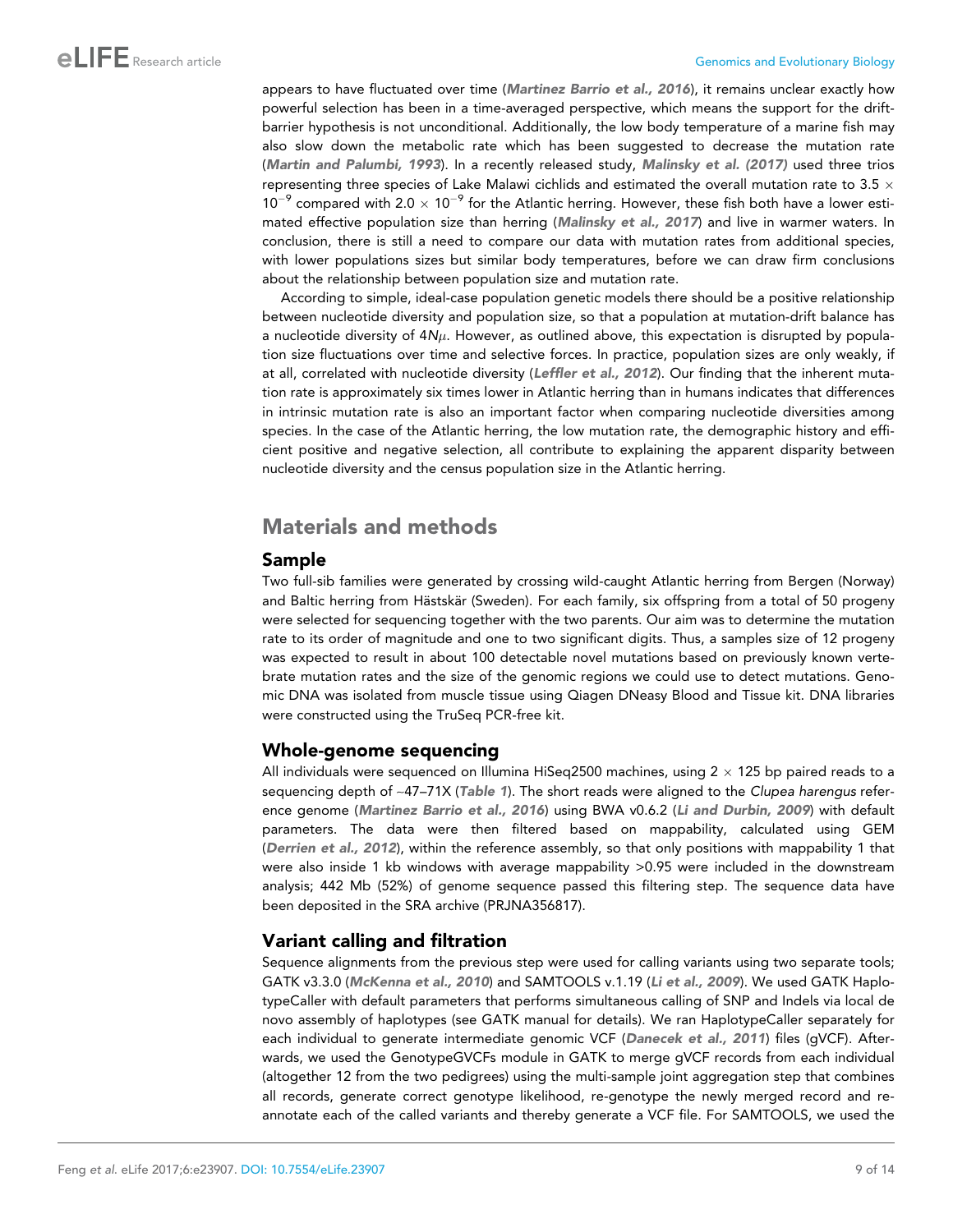appears to have fluctuated over time (*Martinez Barrio et al., 2016*), it remains unclear exactly how powerful selection has been in a time-averaged perspective, which means the support for the drift-barrier hypothesis is not unconditional. Additionally, the low body temperature of a marine fish may also slow down the metabolic rate which has been suggested to decrease the mutation rate (*Martin and Palumbi, 1993*). In a recently released study, *Malinsky et al. (2017)* used three trios representing three species of Lake Malawi cichlids and estimated the overall mutation rate to $3.5 \times 10^{-9}$ compared with $2.0 \times 10^{-9}$ for the Atlantic herring. However, these fish both have a lower estimated effective population size than herring (*Malinsky et al., 2017*) and live in warmer waters. In conclusion, there is still a need to compare our data with mutation rates from additional species, with lower populations sizes but similar body temperatures, before we can draw firm conclusions about the relationship between population size and mutation rate.

According to simple, ideal-case population genetic models there should be a positive relationship between nucleotide diversity and population size, so that a population at mutation-drift balance has a nucleotide diversity of $4N\mu$. However, as outlined above, this expectation is disrupted by population size fluctuations over time and selective forces. In practice, population sizes are only weakly, if at all, correlated with nucleotide diversity (*Leffler et al., 2012*). Our finding that the inherent mutation rate is approximately six times lower in Atlantic herring than in humans indicates that differences in intrinsic mutation rate is also an important factor when comparing nucleotide diversities among species. In the case of the Atlantic herring, the low mutation rate, the demographic history and efficient positive and negative selection, all contribute to explaining the apparent disparity between nucleotide diversity and the census population size in the Atlantic herring.

## Materials and methods

### Sample

Two full-sib families were generated by crossing wild-caught Atlantic herring from Bergen (Norway) and Baltic herring from Hästskär (Sweden). For each family, six offspring from a total of 50 progeny were selected for sequencing together with the two parents. Our aim was to determine the mutation rate to its order of magnitude and one to two significant digits. Thus, a samples size of 12 progeny was expected to result in about 100 detectable novel mutations based on previously known vertebrate mutation rates and the size of the genomic regions we could use to detect mutations. Genomic DNA was isolated from muscle tissue using Qiagen DNeasy Blood and Tissue kit. DNA libraries were constructed using the TruSeq PCR-free kit.

### Whole-genome sequencing

All individuals were sequenced on Illumina HiSeq2500 machines, using $2 \times 125$ bp paired reads to a sequencing depth of ~47–71X (*Table 1*). The short reads were aligned to the *Clupea harengus* reference genome (*Martinez Barrio et al., 2016*) using BWA v0.6.2 (*Li and Durbin, 2009*) with default parameters. The data were then filtered based on mappability, calculated using GEM (*Derrien et al., 2012*), within the reference assembly, so that only positions with mappability 1 that were also inside 1 kb windows with average mappability >0.95 were included in the downstream analysis; 442 Mb (52%) of genome sequence passed this filtering step. The sequence data have been deposited in the SRA archive (PRJNA356817).

### Variant calling and filtration

Sequence alignments from the previous step were used for calling variants using two separate tools; GATK v3.3.0 (*McKenna et al., 2010*) and SAMTOOLS v.1.19 (*Li et al., 2009*). We used GATK HaplotypeCaller with default parameters that performs simultaneous calling of SNP and Indels via local de novo assembly of haplotypes (see GATK manual for details). We ran HaplotypeCaller separately for each individual to generate intermediate genomic VCF (*Danecek et al., 2011*) files (gVCF). Afterwards, we used the GenotypeGVCFs module in GATK to merge gVCF records from each individual (altogether 12 from the two pedigrees) using the multi-sample joint aggregation step that combines all records, generate correct genotype likelihood, re-genotype the newly merged record and re-annotate each of the called variants and thereby generate a VCF file. For SAMTOOLS, we used the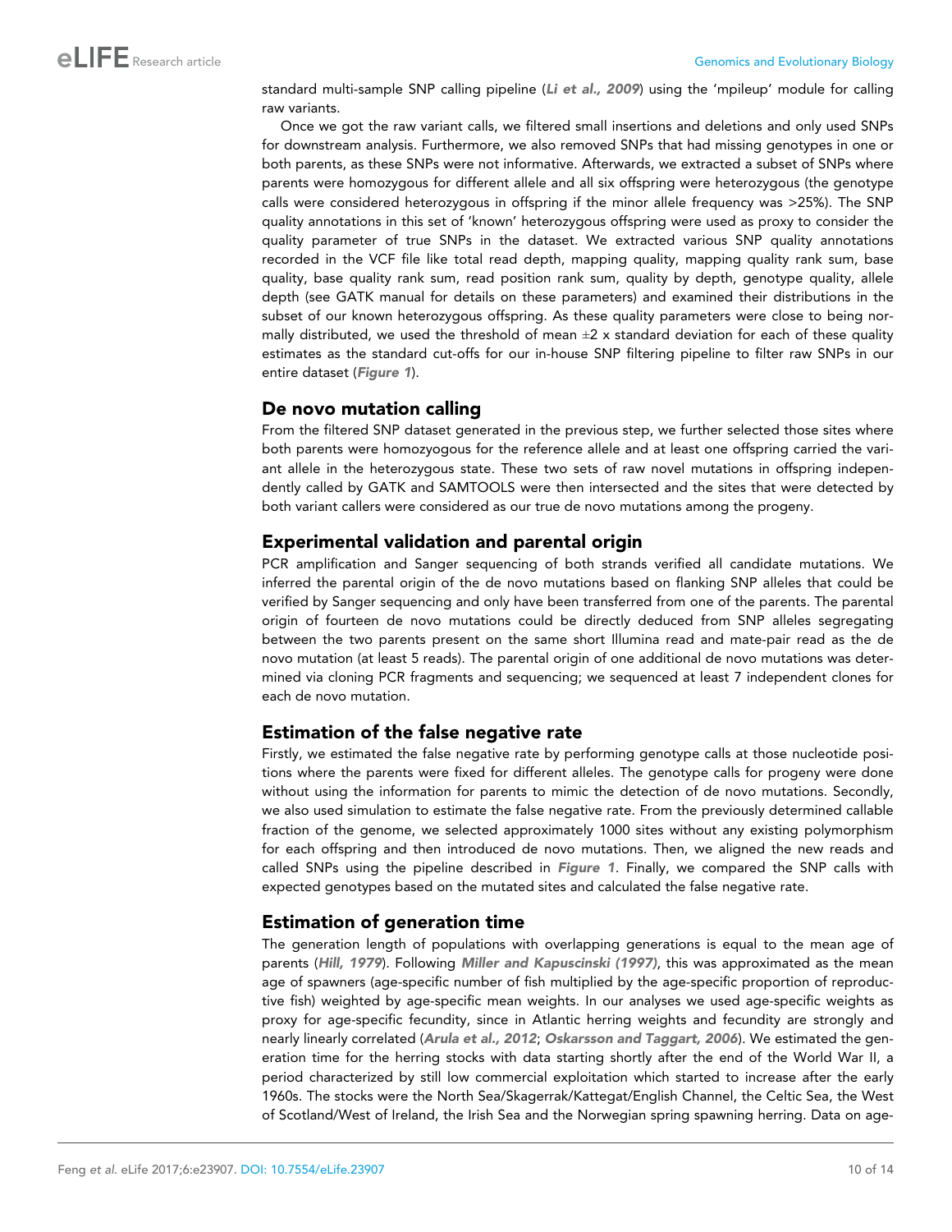standard multi-sample SNP calling pipeline (*Li et al., 2009*) using the 'mpileup' module for calling raw variants.

Once we got the raw variant calls, we filtered small insertions and deletions and only used SNPs for downstream analysis. Furthermore, we also removed SNPs that had missing genotypes in one or both parents, as these SNPs were not informative. Afterwards, we extracted a subset of SNPs where parents were homozygous for different allele and all six offspring were heterozygous (the genotype calls were considered heterozygous in offspring if the minor allele frequency was >25%). The SNP quality annotations in this set of 'known' heterozygous offspring were used as proxy to consider the quality parameter of true SNPs in the dataset. We extracted various SNP quality annotations recorded in the VCF file like total read depth, mapping quality, mapping quality rank sum, base quality, base quality rank sum, read position rank sum, quality by depth, genotype quality, allele depth (see GATK manual for details on these parameters) and examined their distributions in the subset of our known heterozygous offspring. As these quality parameters were close to being normally distributed, we used the threshold of mean ±2 x standard deviation for each of these quality estimates as the standard cut-offs for our in-house SNP filtering pipeline to filter raw SNPs in our entire dataset (*Figure 1*).

## De novo mutation calling

From the filtered SNP dataset generated in the previous step, we further selected those sites where both parents were homozyogous for the reference allele and at least one offspring carried the variant allele in the heterozygous state. These two sets of raw novel mutations in offspring independently called by GATK and SAMTOOLS were then intersected and the sites that were detected by both variant callers were considered as our true de novo mutations among the progeny.

## Experimental validation and parental origin

PCR amplification and Sanger sequencing of both strands verified all candidate mutations. We inferred the parental origin of the de novo mutations based on flanking SNP alleles that could be verified by Sanger sequencing and only have been transferred from one of the parents. The parental origin of fourteen de novo mutations could be directly deduced from SNP alleles segregating between the two parents present on the same short Illumina read and mate-pair read as the de novo mutation (at least 5 reads). The parental origin of one additional de novo mutations was determined via cloning PCR fragments and sequencing; we sequenced at least 7 independent clones for each de novo mutation.

## Estimation of the false negative rate

Firstly, we estimated the false negative rate by performing genotype calls at those nucleotide positions where the parents were fixed for different alleles. The genotype calls for progeny were done without using the information for parents to mimic the detection of de novo mutations. Secondly, we also used simulation to estimate the false negative rate. From the previously determined callable fraction of the genome, we selected approximately 1000 sites without any existing polymorphism for each offspring and then introduced de novo mutations. Then, we aligned the new reads and called SNPs using the pipeline described in *Figure 1*. Finally, we compared the SNP calls with expected genotypes based on the mutated sites and calculated the false negative rate.

## Estimation of generation time

The generation length of populations with overlapping generations is equal to the mean age of parents (*Hill, 1979*). Following *Miller and Kapuscinski (1997)*, this was approximated as the mean age of spawners (age-specific number of fish multiplied by the age-specific proportion of reproductive fish) weighted by age-specific mean weights. In our analyses we used age-specific weights as proxy for age-specific fecundity, since in Atlantic herring weights and fecundity are strongly and nearly linearly correlated (*Arula et al., 2012*; *Oskarsson and Taggart, 2006*). We estimated the generation time for the herring stocks with data starting shortly after the end of the World War II, a period characterized by still low commercial exploitation which started to increase after the early 1960s. The stocks were the North Sea/Skagerrak/Kattegat/English Channel, the Celtic Sea, the West of Scotland/West of Ireland, the Irish Sea and the Norwegian spring spawning herring. Data on age-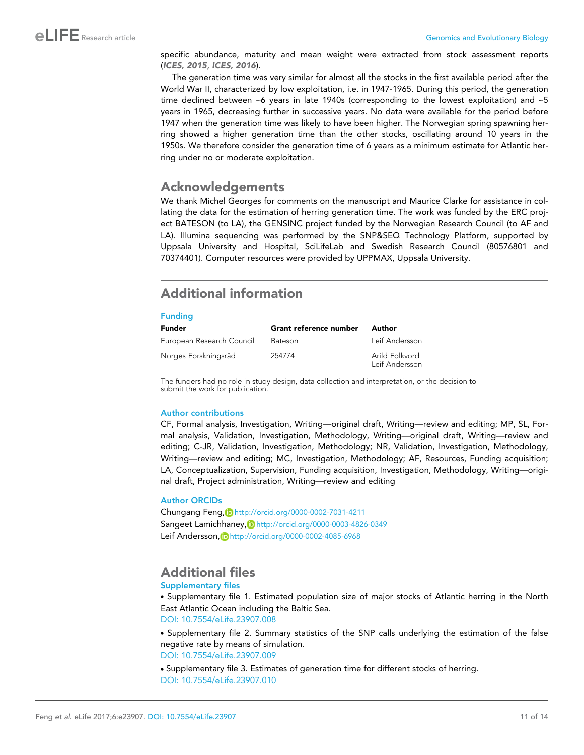specific abundance, maturity and mean weight were extracted from stock assessment reports (***ICES, 2015***, ***ICES, 2016***).

The generation time was very similar for almost all the stocks in the first available period after the World War II, characterized by low exploitation, i.e. in 1947-1965. During this period, the generation time declined between ~6 years in late 1940s (corresponding to the lowest exploitation) and ~5 years in 1965, decreasing further in successive years. No data were available for the period before 1947 when the generation time was likely to have been higher. The Norwegian spring spawning herring showed a higher generation time than the other stocks, oscillating around 10 years in the 1950s. We therefore consider the generation time of 6 years as a minimum estimate for Atlantic herring under no or moderate exploitation.

## Acknowledgements

We thank Michel Georges for comments on the manuscript and Maurice Clarke for assistance in collating the data for the estimation of herring generation time. The work was funded by the ERC project BATESON (to LA), the GENSINC project funded by the Norwegian Research Council (to AF and LA). Illumina sequencing was performed by the SNP&SEQ Technology Platform, supported by Uppsala University and Hospital, SciLifeLab and Swedish Research Council (80576801 and 70374401). Computer resources were provided by UPPMAX, Uppsala University.

## Additional information

### Funding

| Funder | Grant reference number | Author |
|---|---|---|
| European Research Council | Bateson | Leif Andersson |
| Norges Forskningsråd | 254774 | Arild Folkvord<br>Leif Andersson |

The funders had no role in study design, data collection and interpretation, or the decision to submit the work for publication.

### Author contributions

CF, Formal analysis, Investigation, Writing—original draft, Writing—review and editing; MP, SL, Formal analysis, Validation, Investigation, Methodology, Writing—original draft, Writing—review and editing; C-JR, Validation, Investigation, Methodology; NR, Validation, Investigation, Methodology, Writing—review and editing; MC, Investigation, Methodology; AF, Resources, Funding acquisition; LA, Conceptualization, Supervision, Funding acquisition, Investigation, Methodology, Writing—original draft, Project administration, Writing—review and editing

### Author ORCIDs

Chungang Feng, http://orcid.org/0000-0002-7031-4211
Sangeet Lamichhaney, http://orcid.org/0000-0003-4826-0349
Leif Andersson, http://orcid.org/0000-0002-4085-6968

## Additional files

### Supplementary files

- Supplementary file 1. Estimated population size of major stocks of Atlantic herring in the North East Atlantic Ocean including the Baltic Sea.
DOI: 10.7554/eLife.23907.008
- Supplementary file 2. Summary statistics of the SNP calls underlying the estimation of the false negative rate by means of simulation.
DOI: 10.7554/eLife.23907.009
- Supplementary file 3. Estimates of generation time for different stocks of herring.
DOI: 10.7554/eLife.23907.010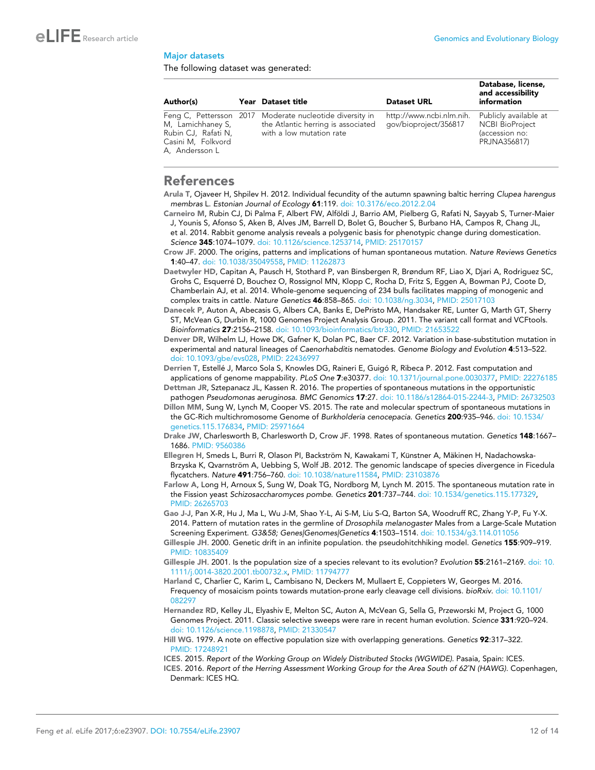### Major datasets

The following dataset was generated:

| Author(s) | Year | Dataset title | Dataset URL | Database, license, and accessibility information |
|---|---|---|---|---|
| Feng C, Pettersson M, Lamichhaney S, Rubin CJ, Rafati N, Casini M, Folkvord A, Andersson L | 2017 | Moderate nucleotide diversity in the Atlantic herring is associated with a low mutation rate | http://www.ncbi.nlm.nih.gov/bioproject/356817 | Publicly available at NCBI BioProject (accession no: PRJNA356817) |

## References

**Arula T**, Ojaveer H, Shpilev H. 2012. Individual fecundity of the autumn spawning baltic herring *Clupea harengus membras* L. *Estonian Journal of Ecology* **61**:119. doi: 10.3176/eco.2012.2.04

**Carneiro M**, Rubin CJ, Di Palma F, Albert FW, Alföldi J, Barrio AM, Pielberg G, Rafati N, Sayyab S, Turner-Maier J, Younis S, Afonso S, Aken B, Alves JM, Barrell D, Bolet G, Boucher S, Burbano HA, Campos R, Chang JL, et al. 2014. Rabbit genome analysis reveals a polygenic basis for phenotypic change during domestication. *Science* **345**:1074–1079. doi: 10.1126/science.1253714, PMID: 25170157

**Crow JF**. 2000. The origins, patterns and implications of human spontaneous mutation. *Nature Reviews Genetics* **1**:40–47. doi: 10.1038/35049558, PMID: 11262873

**Daetwyler HD**, Capitan A, Pausch H, Stothard P, van Binsbergen R, Brøndum RF, Liao X, Djari A, Rodriguez SC, Grohs C, Esquerré D, Bouchez O, Rossignol MN, Klopp C, Rocha D, Fritz S, Eggen A, Bowman PJ, Coote D, Chamberlain AJ, et al. 2014. Whole-genome sequencing of 234 bulls facilitates mapping of monogenic and complex traits in cattle. *Nature Genetics* **46**:858–865. doi: 10.1038/ng.3034, PMID: 25017103

**Danecek P**, Auton A, Abecasis G, Albers CA, Banks E, DePristo MA, Handsaker RE, Lunter G, Marth GT, Sherry ST, McVean G, Durbin R, 1000 Genomes Project Analysis Group. 2011. The variant call format and VCFtools. *Bioinformatics* **27**:2156–2158. doi: 10.1093/bioinformatics/btr330, PMID: 21653522

**Denver DR**, Wilhelm LJ, Howe DK, Gafner K, Dolan PC, Baer CF. 2012. Variation in base-substitution mutation in experimental and natural lineages of *Caenorhabditis* nematodes. *Genome Biology and Evolution* **4**:513–522. doi: 10.1093/gbe/evs028, PMID: 22436997

**Derrien T**, Estellé J, Marco Sola S, Knowles DG, Raineri E, Guigó R, Ribeca P. 2012. Fast computation and applications of genome mappability. *PLoS One* **7**:e30377. doi: 10.1371/journal.pone.0030377, PMID: 22276185

**Dettman JR**, Sztepanacz JL, Kassen R. 2016. The properties of spontaneous mutations in the opportunistic pathogen *Pseudomonas aeruginosa*. *BMC Genomics* **17**:27. doi: 10.1186/s12864-015-2244-3, PMID: 26732503

**Dillon MM**, Sung W, Lynch M, Cooper VS. 2015. The rate and molecular spectrum of spontaneous mutations in the GC-Rich multichromosome Genome of *Burkholderia cenocepacia*. *Genetics* **200**:935–946. doi: 10.1534/genetics.115.176834, PMID: 25971664

**Drake JW**, Charlesworth B, Charlesworth D, Crow JF. 1998. Rates of spontaneous mutation. *Genetics* **148**:1667–1686. PMID: 9560386

**Ellegren H**, Smeds L, Burri R, Olason PI, Backström N, Kawakami T, Künstner A, Mäkinen H, Nadachowska-Brzyska K, Qvarnström A, Uebbing S, Wolf JB. 2012. The genomic landscape of species divergence in Ficedula flycatchers. *Nature* **491**:756–760. doi: 10.1038/nature11584, PMID: 23103876

**Farlow A**, Long H, Arnoux S, Sung W, Doak TG, Nordborg M, Lynch M. 2015. The spontaneous mutation rate in the Fission yeast *Schizosaccharomyces pombe*. *Genetics* **201**:737–744. doi: 10.1534/genetics.115.177329, PMID: 26265703

**Gao J-J**, Pan X-R, Hu J, Ma L, Wu J-M, Shao Y-L, Ai S-M, Liu S-Q, Barton SA, Woodruff RC, Zhang Y-P, Fu Y-X. 2014. Pattern of mutation rates in the germline of *Drosophila melanogaster* Males from a Large-Scale Mutation Screening Experiment. *G3&58; Genes|Genomes|Genetics* **4**:1503–1514. doi: 10.1534/g3.114.011056

**Gillespie JH**. 2000. Genetic drift in an infinite population. the pseudohitchhiking model. *Genetics* **155**:909–919. PMID: 10835409

**Gillespie JH**. 2001. Is the population size of a species relevant to its evolution? *Evolution* **55**:2161–2169. doi: 10.1111/j.0014-3820.2001.tb00732.x, PMID: 11794777

**Harland C**, Charlier C, Karim L, Cambisano N, Deckers M, Mullaert E, Coppieters W, Georges M. 2016. Frequency of mosaicism points towards mutation-prone early cleavage cell divisions. *bioRxiv*. doi: 10.1101/082297

**Hernandez RD**, Kelley JL, Elyashiv E, Melton SC, Auton A, McVean G, Sella G, Przeworski M, Project G, 1000 Genomes Project. 2011. Classic selective sweeps were rare in recent human evolution. *Science* **331**:920–924. doi: 10.1126/science.1198878, PMID: 21330547

**Hill WG**. 1979. A note on effective population size with overlapping generations. *Genetics* **92**:317–322. PMID: 17248921

**ICES**. 2015. *Report of the Working Group on Widely Distributed Stocks (WGWIDE)*. Pasaia, Spain: ICES.

**ICES**. 2016. *Report of the Herring Assessment Working Group for the Area South of 62˚N (HAWG)*. Copenhagen, Denmark: ICES HQ.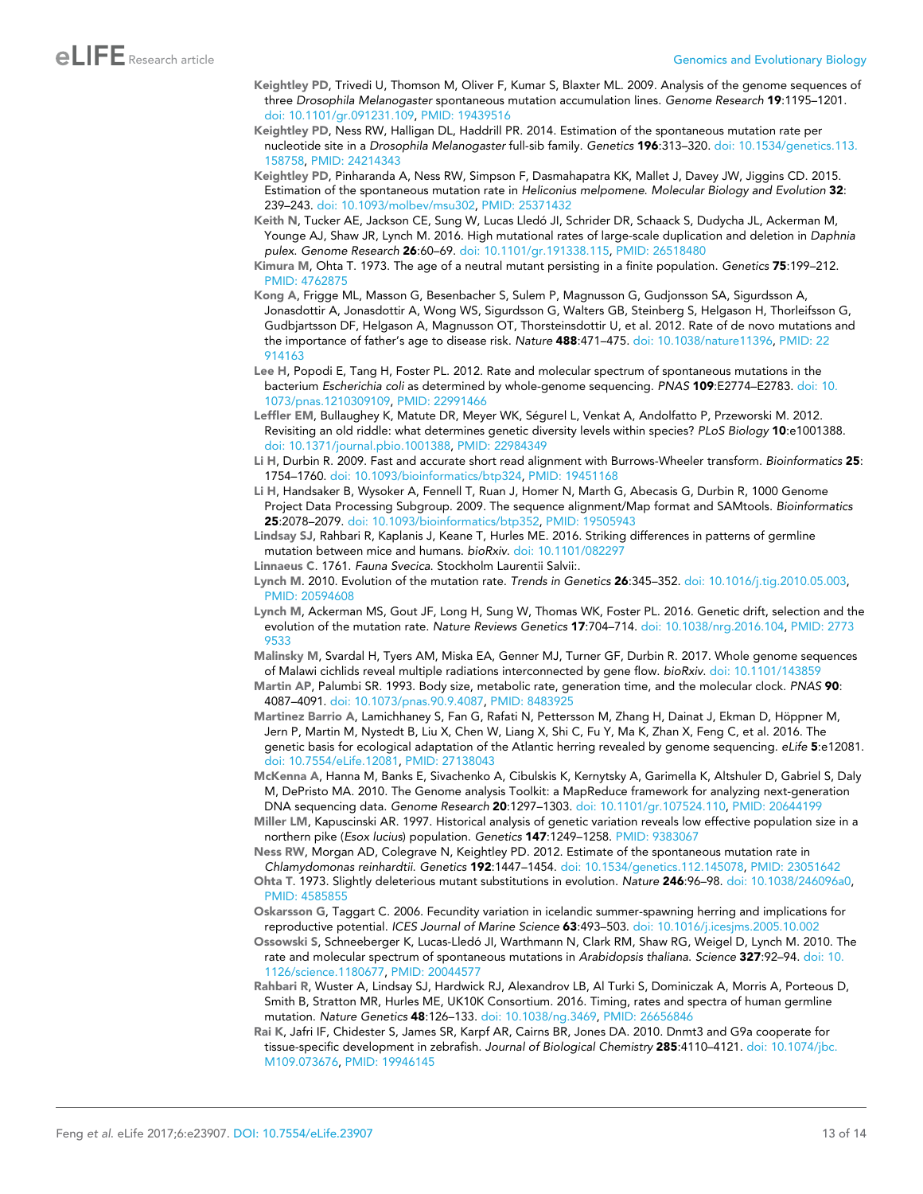Keightley PD, Trivedi U, Thomson M, Oliver F, Kumar S, Blaxter ML. 2009. Analysis of the genome sequences of three *Drosophila Melanogaster* spontaneous mutation accumulation lines. *Genome Research* **19**:1195–1201. doi: 10.1101/gr.091231.109, PMID: 19439516

Keightley PD, Ness RW, Halligan DL, Haddrill PR. 2014. Estimation of the spontaneous mutation rate per nucleotide site in a *Drosophila Melanogaster* full-sib family. *Genetics* **196**:313–320. doi: 10.1534/genetics.113.158758, PMID: 24214343

Keightley PD, Pinharanda A, Ness RW, Simpson F, Dasmahapatra KK, Mallet J, Davey JW, Jiggins CD. 2015. Estimation of the spontaneous mutation rate in *Heliconius melpomene*. *Molecular Biology and Evolution* **32**: 239–243. doi: 10.1093/molbev/msu302, PMID: 25371432

Keith N, Tucker AE, Jackson CE, Sung W, Lucas Lledó JI, Schrider DR, Schaack S, Dudycha JL, Ackerman M, Younge AJ, Shaw JR, Lynch M. 2016. High mutational rates of large-scale duplication and deletion in *Daphnia pulex*. *Genome Research* **26**:60–69. doi: 10.1101/gr.191338.115, PMID: 26518480

Kimura M, Ohta T. 1973. The age of a neutral mutant persisting in a finite population. *Genetics* **75**:199–212. PMID: 4762875

Kong A, Frigge ML, Masson G, Besenbacher S, Sulem P, Magnusson G, Gudjonsson SA, Sigurdsson A, Jonasdottir A, Jonasdottir A, Wong WS, Sigurdsson G, Walters GB, Steinberg S, Helgason H, Thorleifsson G, Gudbjartsson DF, Helgason A, Magnusson OT, Thorsteinsdottir U, et al. 2012. Rate of de novo mutations and the importance of father's age to disease risk. *Nature* **488**:471–475. doi: 10.1038/nature11396, PMID: 22914163

Lee H, Popodi E, Tang H, Foster PL. 2012. Rate and molecular spectrum of spontaneous mutations in the bacterium *Escherichia coli* as determined by whole-genome sequencing. *PNAS* **109**:E2774–E2783. doi: 10.1073/pnas.1210309109, PMID: 22991466

Leffler EM, Bullaughey K, Matute DR, Meyer WK, Ségurel L, Venkat A, Andolfatto P, Przeworski M. 2012. Revisiting an old riddle: what determines genetic diversity levels within species? *PLoS Biology* **10**:e1001388. doi: 10.1371/journal.pbio.1001388, PMID: 22984349

Li H, Durbin R. 2009. Fast and accurate short read alignment with Burrows-Wheeler transform. *Bioinformatics* **25**: 1754–1760. doi: 10.1093/bioinformatics/btp324, PMID: 19451168

Li H, Handsaker B, Wysoker A, Fennell T, Ruan J, Homer N, Marth G, Abecasis G, Durbin R, 1000 Genome Project Data Processing Subgroup. 2009. The sequence alignment/Map format and SAMtools. *Bioinformatics* **25**:2078–2079. doi: 10.1093/bioinformatics/btp352, PMID: 19505943

Lindsay SJ, Rahbari R, Kaplanis J, Keane T, Hurles ME. 2016. Striking differences in patterns of germline mutation between mice and humans. *bioRxiv*. doi: 10.1101/082297

Linnaeus C. 1761. *Fauna Svecica*. Stockholm Laurentii Salvii:.

Lynch M. 2010. Evolution of the mutation rate. *Trends in Genetics* **26**:345–352. doi: 10.1016/j.tig.2010.05.003, PMID: 20594608

Lynch M, Ackerman MS, Gout JF, Long H, Sung W, Thomas WK, Foster PL. 2016. Genetic drift, selection and the evolution of the mutation rate. *Nature Reviews Genetics* **17**:704–714. doi: 10.1038/nrg.2016.104, PMID: 27739533

Malinsky M, Svardal H, Tyers AM, Miska EA, Genner MJ, Turner GF, Durbin R. 2017. Whole genome sequences of Malawi cichlids reveal multiple radiations interconnected by gene flow. *bioRxiv*. doi: 10.1101/143859

Martin AP, Palumbi SR. 1993. Body size, metabolic rate, generation time, and the molecular clock. *PNAS* **90**: 4087–4091. doi: 10.1073/pnas.90.9.4087, PMID: 8483925

Martinez Barrio A, Lamichhaney S, Fan G, Rafati N, Pettersson M, Zhang H, Dainat J, Ekman D, Höppner M, Jern P, Martin M, Nystedt B, Liu X, Chen W, Liang X, Shi C, Fu Y, Ma K, Zhan X, Feng C, et al. 2016. The genetic basis for ecological adaptation of the Atlantic herring revealed by genome sequencing. *eLife* **5**:e12081. doi: 10.7554/eLife.12081, PMID: 27138043

McKenna A, Hanna M, Banks E, Sivachenko A, Cibulskis K, Kernytsky A, Garimella K, Altshuler D, Gabriel S, Daly M, DePristo MA. 2010. The Genome analysis Toolkit: a MapReduce framework for analyzing next-generation DNA sequencing data. *Genome Research* **20**:1297–1303. doi: 10.1101/gr.107524.110, PMID: 20644199

Miller LM, Kapuscinski AR. 1997. Historical analysis of genetic variation reveals low effective population size in a northern pike (*Esox lucius*) population. *Genetics* **147**:1249–1258. PMID: 9383067

Ness RW, Morgan AD, Colegrave N, Keightley PD. 2012. Estimate of the spontaneous mutation rate in *Chlamydomonas reinhardtii*. *Genetics* **192**:1447–1454. doi: 10.1534/genetics.112.145078, PMID: 23051642

Ohta T. 1973. Slightly deleterious mutant substitutions in evolution. *Nature* **246**:96–98. doi: 10.1038/246096a0, PMID: 4585855

Oskarsson G, Taggart C. 2006. Fecundity variation in icelandic summer-spawning herring and implications for reproductive potential. *ICES Journal of Marine Science* **63**:493–503. doi: 10.1016/j.icesjms.2005.10.002

Ossowski S, Schneeberger K, Lucas-Lledó JI, Warthmann N, Clark RM, Shaw RG, Weigel D, Lynch M. 2010. The rate and molecular spectrum of spontaneous mutations in *Arabidopsis thaliana*. *Science* **327**:92–94. doi: 10.1126/science.1180677, PMID: 20044577

Rahbari R, Wuster A, Lindsay SJ, Hardwick RJ, Alexandrov LB, Al Turki S, Dominiczak A, Morris A, Porteous D, Smith B, Stratton MR, Hurles ME, UK10K Consortium. 2016. Timing, rates and spectra of human germline mutation. *Nature Genetics* **48**:126–133. doi: 10.1038/ng.3469, PMID: 26656846

Rai K, Jafri IF, Chidester S, James SR, Karpf AR, Cairns BR, Jones DA. 2010. Dnmt3 and G9a cooperate for tissue-specific development in zebrafish. *Journal of Biological Chemistry* **285**:4110–4121. doi: 10.1074/jbc.M109.073676, PMID: 19946145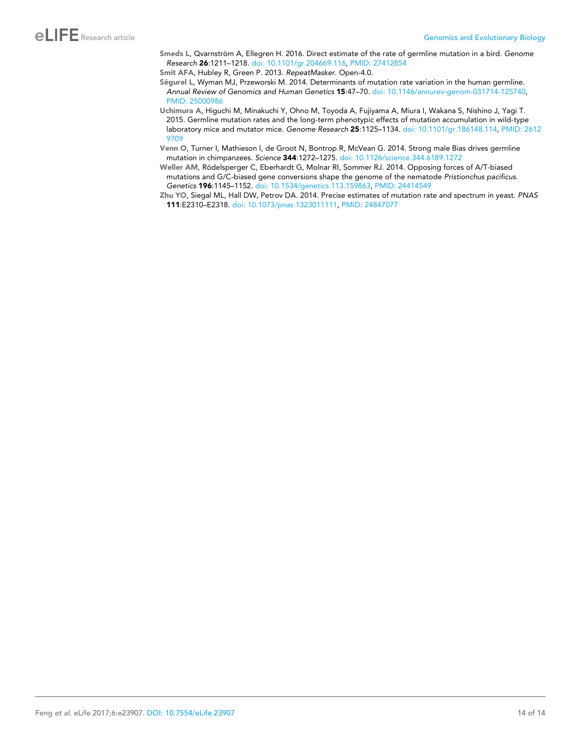Smeds L, Qvarnström A, Ellegren H. 2016. Direct estimate of the rate of germline mutation in a bird. *Genome Research* **26**:1211–1218. doi: 10.1101/gr.204669.116, PMID: 27412854

Smit AFA, Hubley R, Green P. 2013. *RepeatMasker*. Open-4.0.

Ségurel L, Wyman MJ, Przeworski M. 2014. Determinants of mutation rate variation in the human germline. *Annual Review of Genomics and Human Genetics* **15**:47–70. doi: 10.1146/annurev-genom-031714-125740, PMID: 25000986

Uchimura A, Higuchi M, Minakuchi Y, Ohno M, Toyoda A, Fujiyama A, Miura I, Wakana S, Nishino J, Yagi T. 2015. Germline mutation rates and the long-term phenotypic effects of mutation accumulation in wild-type laboratory mice and mutator mice. *Genome Research* **25**:1125–1134. doi: 10.1101/gr.186148.114, PMID: 26129709

Venn O, Turner I, Mathieson I, de Groot N, Bontrop R, McVean G. 2014. Strong male Bias drives germline mutation in chimpanzees. *Science* **344**:1272–1275. doi: 10.1126/science.344.6189.1272

Weller AM, Rödelsperger C, Eberhardt G, Molnar RI, Sommer RJ. 2014. Opposing forces of A/T-biased mutations and G/C-biased gene conversions shape the genome of the nematode *Pristionchus pacificus*. *Genetics* **196**:1145–1152. doi: 10.1534/genetics.113.159863, PMID: 24414549

Zhu YO, Siegal ML, Hall DW, Petrov DA. 2014. Precise estimates of mutation rate and spectrum in yeast. *PNAS* **111**:E2310–E2318. doi: 10.1073/pnas.1323011111, PMID: 24847077